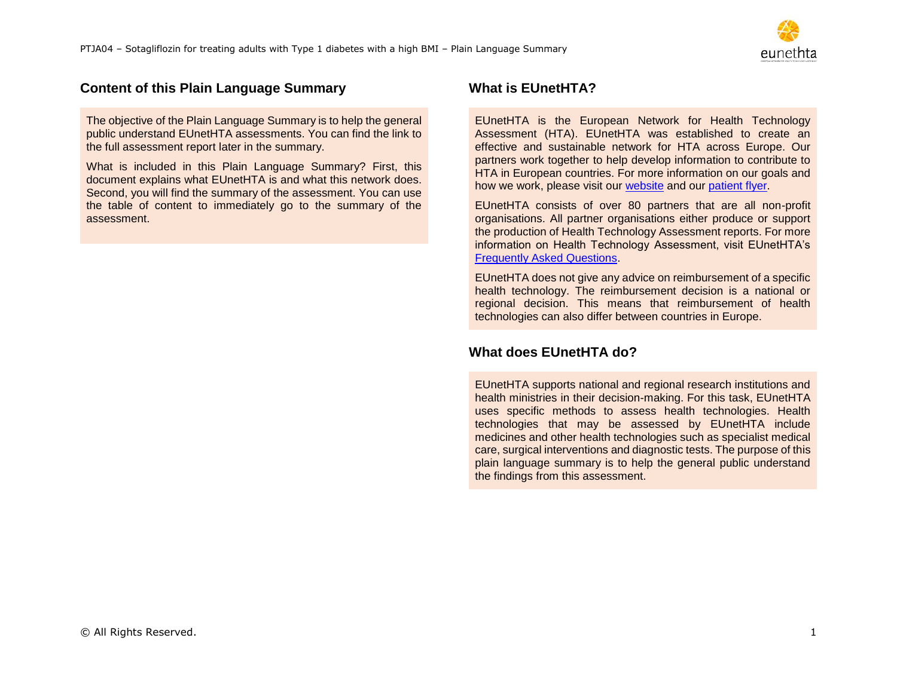## Content of this Plain Language Summary

The objective of the Plain Language Summary is to help the general public understand EUnetHTA assessments. You can find the link to the full assessment report later in the summary.

What is included in this Plain Language Summary? First, this document explains what EUnetHTA is and what this network does. Second, you will find the summary of the assessment. You can use the table of content to immediately go to the summary of the assessment.

## What is EUnetHTA?

EUnetHTA is the European Network for Health Technology Assessment (HTA). EUnetHTA was established to create an effective and sustainable network for HTA across Europe. Our partners work together to help develop information to contribute to HTA in European countries. For more information on our goals and how we work, please visit our website and our patient flyer.

EUnetHTA consists of over 80 partners that are all non-profit organisations. All partner organisations either produce or support the production of Health Technology Assessment reports. For more information on Health Technology Assessment, visit EUnetHTA's Frequently Asked Questions.

EUnetHTA does not give any advice on reimbursement of a specific health technology. The reimbursement decision is a national or regional decision. This means that reimbursement of health technologies can also differ between countries in Europe.

## What does EUnetHTA do?

EUnetHTA supports national and regional research institutions and health ministries in their decision-making. For this task, EUnetHTA uses specific methods to assess health technologies. Health technologies that may be assessed by EUnetHTA include medicines and other health technologies such as specialist medical care, surgical interventions and diagnostic tests. The purpose of this plain language summary is to help the general public understand the findings from this assessment.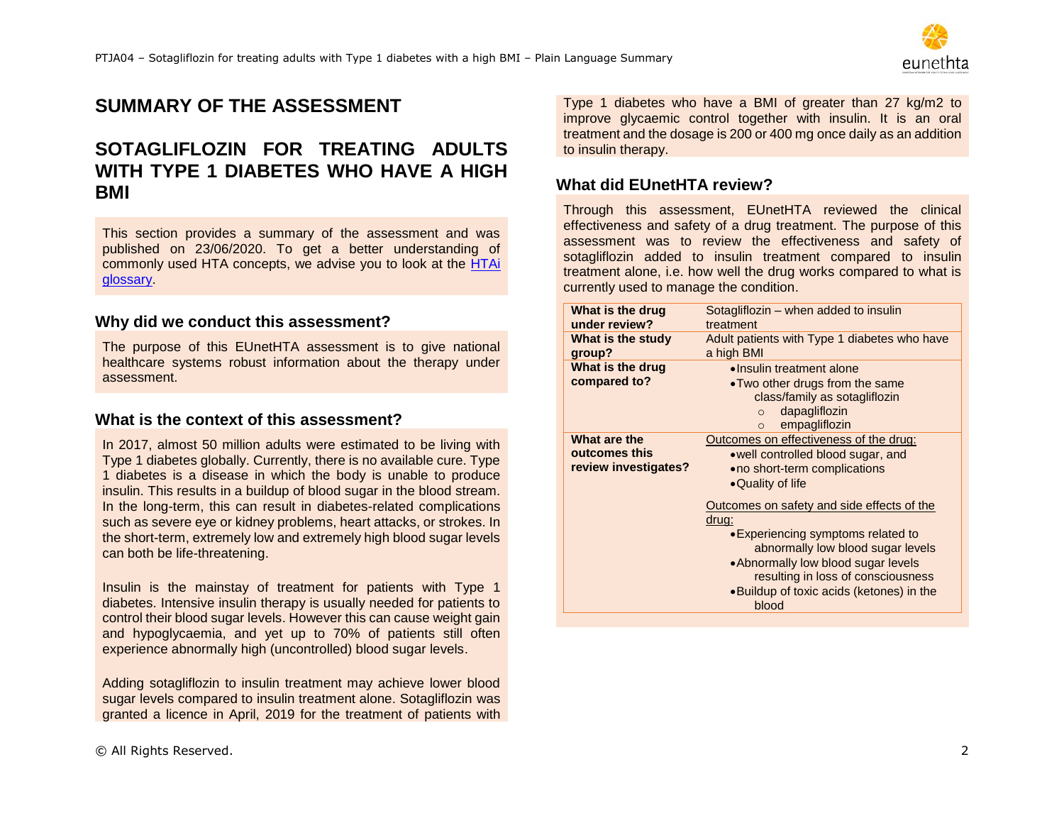# SUMMARY OF THE ASSESSMENT

## SOTAGLIFLOZIN FOR TREATING ADULTS WITH TYPE 1 DIABETES WHO HAVE A HIGH BMI

This section provides a summary of the assessment and was published on 23/06/2020. To get a better understanding of commonly used HTA concepts, we advise you to look at the [HTAi glossary](HTAi glossary).

### Why did we conduct this assessment?

The purpose of this EUnetHTA assessment is to give national healthcare systems robust information about the therapy under assessment.

### What is the context of this assessment?

In 2017, almost 50 million adults were estimated to be living with Type 1 diabetes globally. Currently, there is no available cure. Type 1 diabetes is a disease in which the body is unable to produce insulin. This results in a buildup of blood sugar in the blood stream. In the long-term, this can result in diabetes-related complications such as severe eye or kidney problems, heart attacks, or strokes. In the short-term, extremely low and extremely high blood sugar levels can both be life-threatening.

Insulin is the mainstay of treatment for patients with Type 1 diabetes. Intensive insulin therapy is usually needed for patients to control their blood sugar levels. However this can cause weight gain and hypoglycaemia, and yet up to 70% of patients still often experience abnormally high (uncontrolled) blood sugar levels.

Adding sotagliflozin to insulin treatment may achieve lower blood sugar levels compared to insulin treatment alone. Sotagliflozin was granted a licence in April, 2019 for the treatment of patients with Type 1 diabetes who have a BMI of greater than 27 kg/m2 to improve glycaemic control together with insulin. It is an oral treatment and the dosage is 200 or 400 mg once daily as an addition to insulin therapy.

### What did EUnetHTA review?

Through this assessment, EUnetHTA reviewed the clinical effectiveness and safety of a drug treatment. The purpose of this assessment was to review the effectiveness and safety of sotagliflozin added to insulin treatment compared to insulin treatment alone, i.e. how well the drug works compared to what is currently used to manage the condition.

| | |
|---|---|
| **What is the drug under review?** | Sotagliflozin – when added to insulin treatment |
| **What is the study group?** | Adult patients with Type 1 diabetes who have a high BMI |
| **What is the drug compared to?** | • Insulin treatment alone<br>• Two other drugs from the same class/family as sotagliflozin<br>  ○ dapagliflozin<br>  ○ empagliflozin |
| **What are the outcomes this review investigates?** | Outcomes on effectiveness of the drug:<br>• well controlled blood sugar, and<br>• no short-term complications<br>• Quality of life<br><br>Outcomes on safety and side effects of the drug:<br>• Experiencing symptoms related to abnormally low blood sugar levels<br>• Abnormally low blood sugar levels resulting in loss of consciousness<br>• Buildup of toxic acids (ketones) in the blood |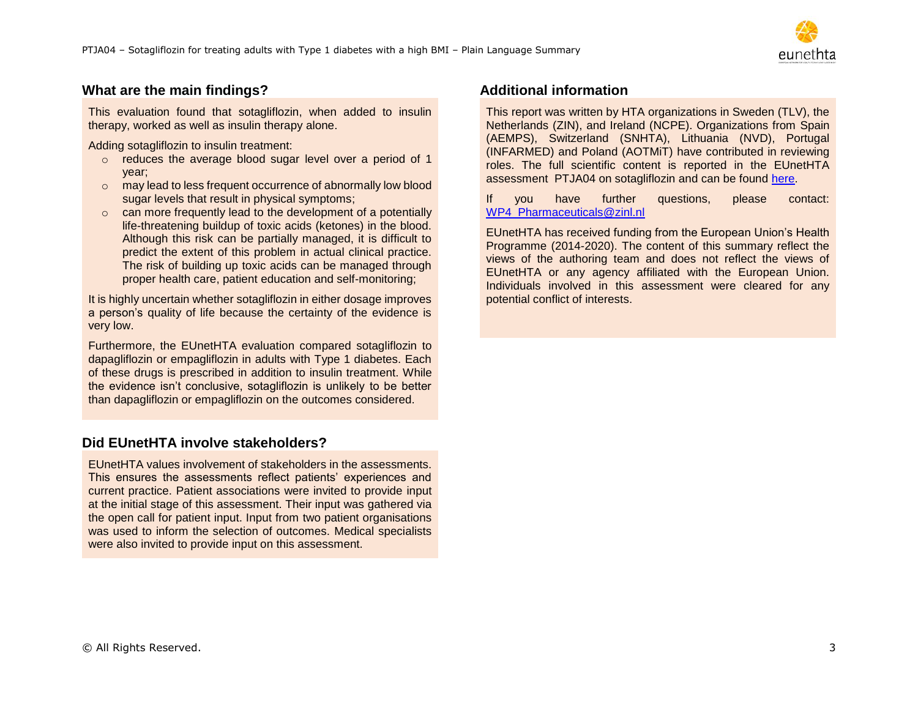## What are the main findings?

This evaluation found that sotagliflozin, when added to insulin therapy, worked as well as insulin therapy alone.

Adding sotagliflozin to insulin treatment:

- reduces the average blood sugar level over a period of 1 year;
- may lead to less frequent occurrence of abnormally low blood sugar levels that result in physical symptoms;
- can more frequently lead to the development of a potentially life-threatening buildup of toxic acids (ketones) in the blood. Although this risk can be partially managed, it is difficult to predict the extent of this problem in actual clinical practice. The risk of building up toxic acids can be managed through proper health care, patient education and self-monitoring;

It is highly uncertain whether sotagliflozin in either dosage improves a person's quality of life because the certainty of the evidence is very low.

Furthermore, the EUnetHTA evaluation compared sotagliflozin to dapagliflozin or empagliflozin in adults with Type 1 diabetes. Each of these drugs is prescribed in addition to insulin treatment. While the evidence isn't conclusive, sotagliflozin is unlikely to be better than dapagliflozin or empagliflozin on the outcomes considered.

## Did EUnetHTA involve stakeholders?

EUnetHTA values involvement of stakeholders in the assessments. This ensures the assessments reflect patients' experiences and current practice. Patient associations were invited to provide input at the initial stage of this assessment. Their input was gathered via the open call for patient input. Input from two patient organisations was used to inform the selection of outcomes. Medical specialists were also invited to provide input on this assessment.

## Additional information

This report was written by HTA organizations in Sweden (TLV), the Netherlands (ZIN), and Ireland (NCPE). Organizations from Spain (AEMPS), Switzerland (SNHTA), Lithuania (NVD), Portugal (INFARMED) and Poland (AOTMiT) have contributed in reviewing roles. The full scientific content is reported in the EUnetHTA assessment PTJA04 on sotagliflozin and can be found here.

If you have further questions, please contact: WP4_Pharmaceuticals@zinl.nl

EUnetHTA has received funding from the European Union's Health Programme (2014-2020). The content of this summary reflect the views of the authoring team and does not reflect the views of EUnetHTA or any agency affiliated with the European Union. Individuals involved in this assessment were cleared for any potential conflict of interests.

© All Rights Reserved.